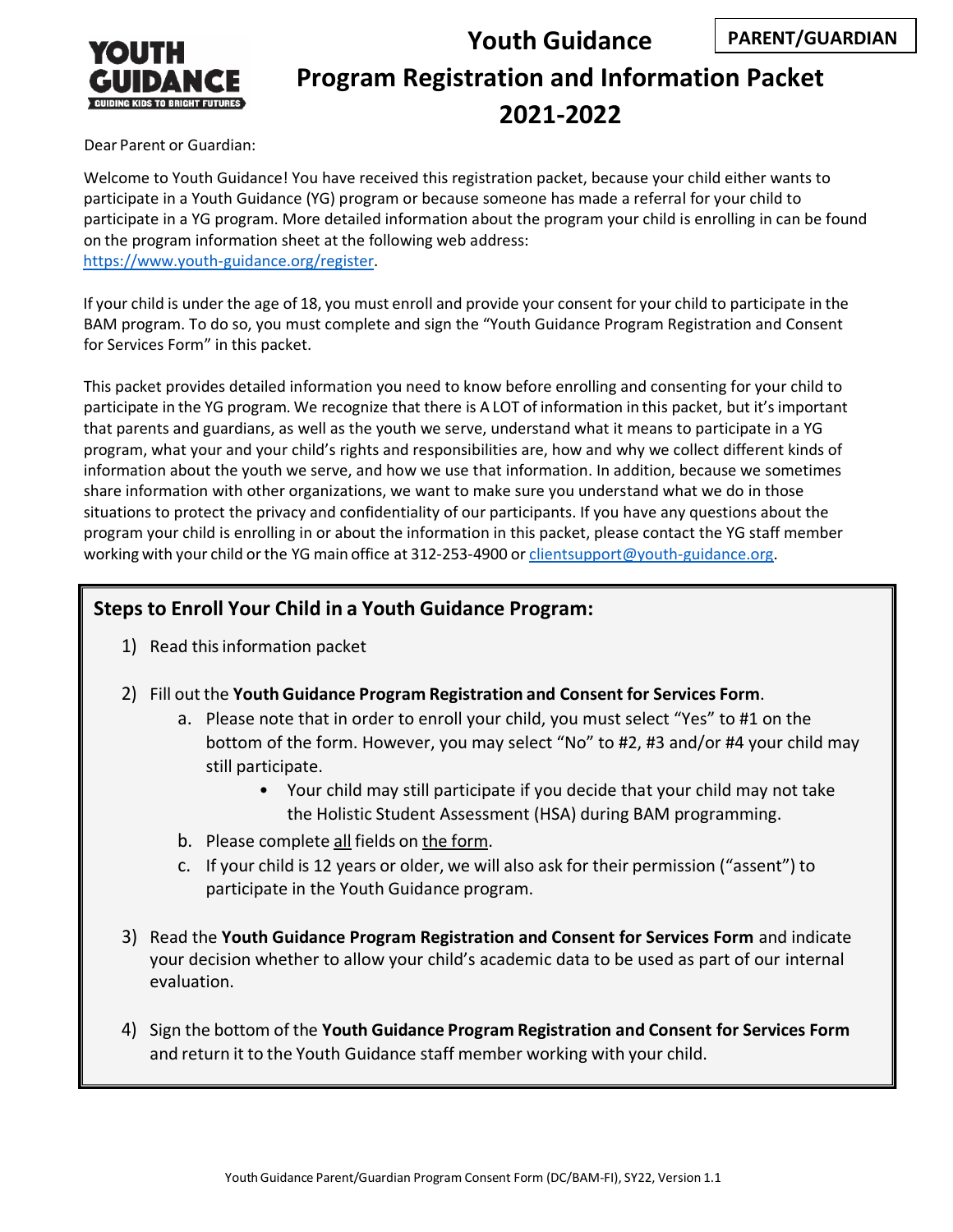PARENT/GUARDIAN

# Youth Guidance
# Program Registration and Information Packet
# 2021-2022

Dear Parent or Guardian:

Welcome to Youth Guidance! You have received this registration packet, because your child either wants to participate in a Youth Guidance (YG) program or because someone has made a referral for your child to participate in a YG program. More detailed information about the program your child is enrolling in can be found on the program information sheet at the following web address: https://www.youth-guidance.org/register.

If your child is under the age of 18, you must enroll and provide your consent for your child to participate in the BAM program. To do so, you must complete and sign the "Youth Guidance Program Registration and Consent for Services Form" in this packet.

This packet provides detailed information you need to know before enrolling and consenting for your child to participate in the YG program. We recognize that there is A LOT of information in this packet, but it's important that parents and guardians, as well as the youth we serve, understand what it means to participate in a YG program, what your and your child's rights and responsibilities are, how and why we collect different kinds of information about the youth we serve, and how we use that information. In addition, because we sometimes share information with other organizations, we want to make sure you understand what we do in those situations to protect the privacy and confidentiality of our participants. If you have any questions about the program your child is enrolling in or about the information in this packet, please contact the YG staff member working with your child or the YG main office at 312-253-4900 or clientsupport@youth-guidance.org.

## Steps to Enroll Your Child in a Youth Guidance Program:

1) Read this information packet
2) Fill out the **Youth Guidance Program Registration and Consent for Services Form**.
   a. Please note that in order to enroll your child, you must select "Yes" to #1 on the bottom of the form. However, you may select "No" to #2, #3 and/or #4 your child may still participate.
      - Your child may still participate if you decide that your child may not take the Holistic Student Assessment (HSA) during BAM programming.
   b. Please complete all fields on the form.
   c. If your child is 12 years or older, we will also ask for their permission ("assent") to participate in the Youth Guidance program.
3) Read the **Youth Guidance Program Registration and Consent for Services Form** and indicate your decision whether to allow your child's academic data to be used as part of our internal evaluation.
4) Sign the bottom of the **Youth Guidance Program Registration and Consent for Services Form** and return it to the Youth Guidance staff member working with your child.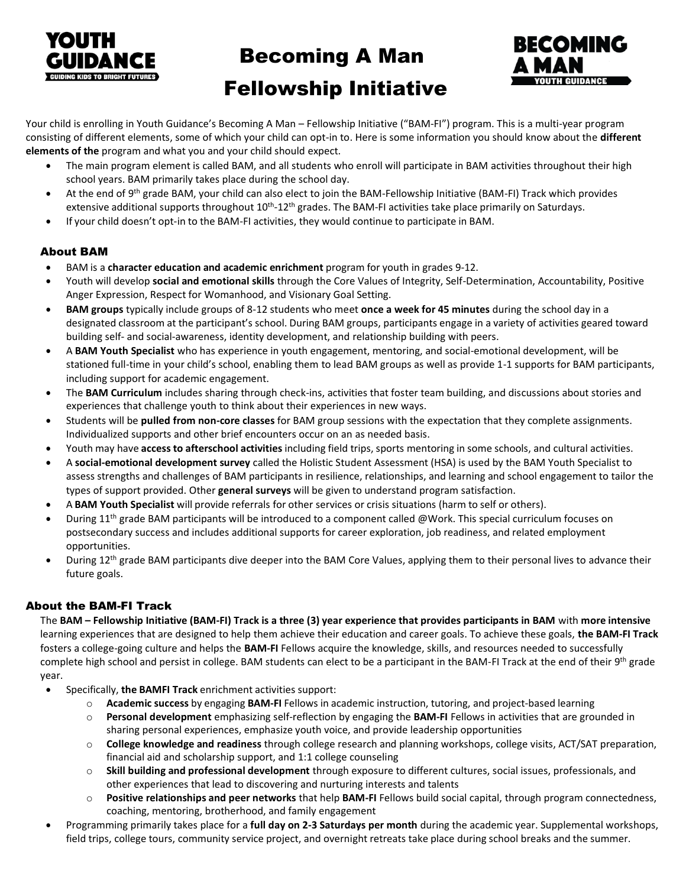# Becoming A Man Fellowship Initiative

Your child is enrolling in Youth Guidance's Becoming A Man – Fellowship Initiative ("BAM-FI") program. This is a multi-year program consisting of different elements, some of which your child can opt-in to. Here is some information you should know about the **different elements of the** program and what you and your child should expect.

- The main program element is called BAM, and all students who enroll will participate in BAM activities throughout their high school years. BAM primarily takes place during the school day.
- At the end of 9th grade BAM, your child can also elect to join the BAM-Fellowship Initiative (BAM-FI) Track which provides extensive additional supports throughout 10th-12th grades. The BAM-FI activities take place primarily on Saturdays.
- If your child doesn't opt-in to the BAM-FI activities, they would continue to participate in BAM.

## About BAM

- BAM is a **character education and academic enrichment** program for youth in grades 9-12.
- Youth will develop **social and emotional skills** through the Core Values of Integrity, Self-Determination, Accountability, Positive Anger Expression, Respect for Womanhood, and Visionary Goal Setting.
- **BAM groups** typically include groups of 8-12 students who meet **once a week for 45 minutes** during the school day in a designated classroom at the participant's school. During BAM groups, participants engage in a variety of activities geared toward building self- and social-awareness, identity development, and relationship building with peers.
- A **BAM Youth Specialist** who has experience in youth engagement, mentoring, and social-emotional development, will be stationed full-time in your child's school, enabling them to lead BAM groups as well as provide 1-1 supports for BAM participants, including support for academic engagement.
- The **BAM Curriculum** includes sharing through check-ins, activities that foster team building, and discussions about stories and experiences that challenge youth to think about their experiences in new ways.
- Students will be **pulled from non-core classes** for BAM group sessions with the expectation that they complete assignments. Individualized supports and other brief encounters occur on an as needed basis.
- Youth may have **access to afterschool activities** including field trips, sports mentoring in some schools, and cultural activities.
- A **social-emotional development survey** called the Holistic Student Assessment (HSA) is used by the BAM Youth Specialist to assess strengths and challenges of BAM participants in resilience, relationships, and learning and school engagement to tailor the types of support provided. Other **general surveys** will be given to understand program satisfaction.
- A **BAM Youth Specialist** will provide referrals for other services or crisis situations (harm to self or others).
- During 11th grade BAM participants will be introduced to a component called @Work. This special curriculum focuses on postsecondary success and includes additional supports for career exploration, job readiness, and related employment opportunities.
- During 12th grade BAM participants dive deeper into the BAM Core Values, applying them to their personal lives to advance their future goals.

## About the BAM-FI Track

The **BAM – Fellowship Initiative (BAM-FI) Track is a three (3) year experience that provides participants in BAM** with **more intensive** learning experiences that are designed to help them achieve their education and career goals. To achieve these goals, **the BAM-FI Track** fosters a college-going culture and helps the **BAM-FI** Fellows acquire the knowledge, skills, and resources needed to successfully complete high school and persist in college. BAM students can elect to be a participant in the BAM-FI Track at the end of their 9th grade year.

- Specifically, **the BAMFI Track** enrichment activities support:
  - **Academic success** by engaging **BAM-FI** Fellows in academic instruction, tutoring, and project-based learning
  - **Personal development** emphasizing self-reflection by engaging the **BAM-FI** Fellows in activities that are grounded in sharing personal experiences, emphasize youth voice, and provide leadership opportunities
  - **College knowledge and readiness** through college research and planning workshops, college visits, ACT/SAT preparation, financial aid and scholarship support, and 1:1 college counseling
  - **Skill building and professional development** through exposure to different cultures, social issues, professionals, and other experiences that lead to discovering and nurturing interests and talents
  - **Positive relationships and peer networks** that help **BAM-FI** Fellows build social capital, through program connectedness, coaching, mentoring, brotherhood, and family engagement
- Programming primarily takes place for a **full day on 2-3 Saturdays per month** during the academic year. Supplemental workshops, field trips, college tours, community service project, and overnight retreats take place during school breaks and the summer.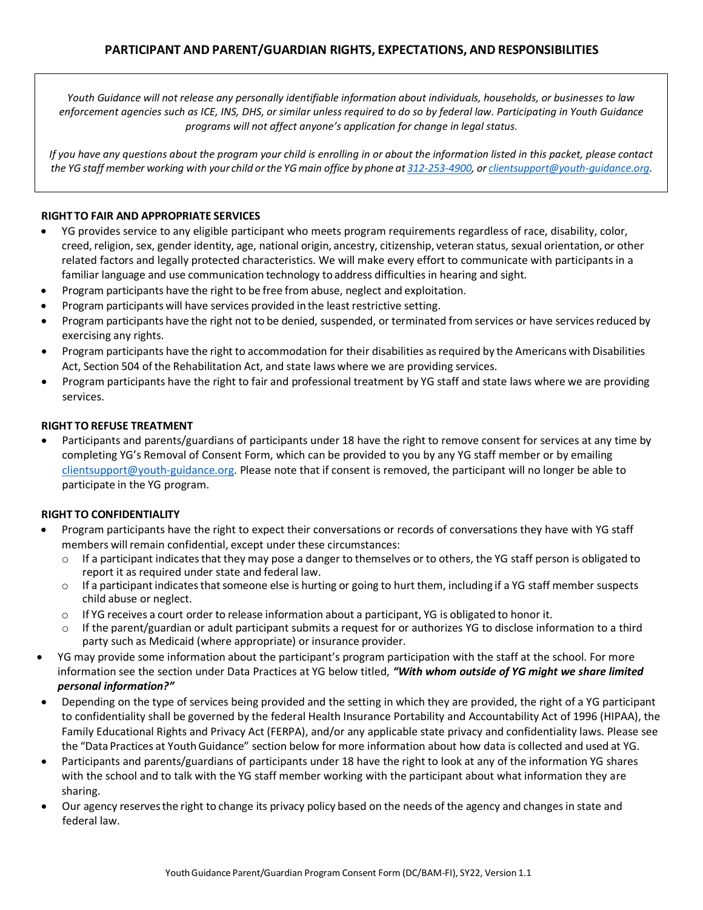## PARTICIPANT AND PARENT/GUARDIAN RIGHTS, EXPECTATIONS, AND RESPONSIBILITIES

*Youth Guidance will not release any personally identifiable information about individuals, households, or businesses to law enforcement agencies such as ICE, INS, DHS, or similar unless required to do so by federal law. Participating in Youth Guidance programs will not affect anyone's application for change in legal status.*

*If you have any questions about the program your child is enrolling in or about the information listed in this packet, please contact the YG staff member working with your child or the YG main office by phone at 312-253-4900, or clientsupport@youth-guidance.org.*

**RIGHT TO FAIR AND APPROPRIATE SERVICES**

- YG provides service to any eligible participant who meets program requirements regardless of race, disability, color, creed, religion, sex, gender identity, age, national origin, ancestry, citizenship, veteran status, sexual orientation, or other related factors and legally protected characteristics. We will make every effort to communicate with participants in a familiar language and use communication technology to address difficulties in hearing and sight.
- Program participants have the right to be free from abuse, neglect and exploitation.
- Program participants will have services provided in the least restrictive setting.
- Program participants have the right not to be denied, suspended, or terminated from services or have services reduced by exercising any rights.
- Program participants have the right to accommodation for their disabilities as required by the Americans with Disabilities Act, Section 504 of the Rehabilitation Act, and state laws where we are providing services.
- Program participants have the right to fair and professional treatment by YG staff and state laws where we are providing services.

**RIGHT TO REFUSE TREATMENT**

- Participants and parents/guardians of participants under 18 have the right to remove consent for services at any time by completing YG's Removal of Consent Form, which can be provided to you by any YG staff member or by emailing clientsupport@youth-guidance.org. Please note that if consent is removed, the participant will no longer be able to participate in the YG program.

**RIGHT TO CONFIDENTIALITY**

- Program participants have the right to expect their conversations or records of conversations they have with YG staff members will remain confidential, except under these circumstances:
  - If a participant indicates that they may pose a danger to themselves or to others, the YG staff person is obligated to report it as required under state and federal law.
  - If a participant indicates that someone else is hurting or going to hurt them, including if a YG staff member suspects child abuse or neglect.
  - If YG receives a court order to release information about a participant, YG is obligated to honor it.
  - If the parent/guardian or adult participant submits a request for or authorizes YG to disclose information to a third party such as Medicaid (where appropriate) or insurance provider.
- YG may provide some information about the participant's program participation with the staff at the school. For more information see the section under Data Practices at YG below titled, ***"With whom outside of YG might we share limited personal information?"***
- Depending on the type of services being provided and the setting in which they are provided, the right of a YG participant to confidentiality shall be governed by the federal Health Insurance Portability and Accountability Act of 1996 (HIPAA), the Family Educational Rights and Privacy Act (FERPA), and/or any applicable state privacy and confidentiality laws. Please see the "Data Practices at Youth Guidance" section below for more information about how data is collected and used at YG.
- Participants and parents/guardians of participants under 18 have the right to look at any of the information YG shares with the school and to talk with the YG staff member working with the participant about what information they are sharing.
- Our agency reserves the right to change its privacy policy based on the needs of the agency and changes in state and federal law.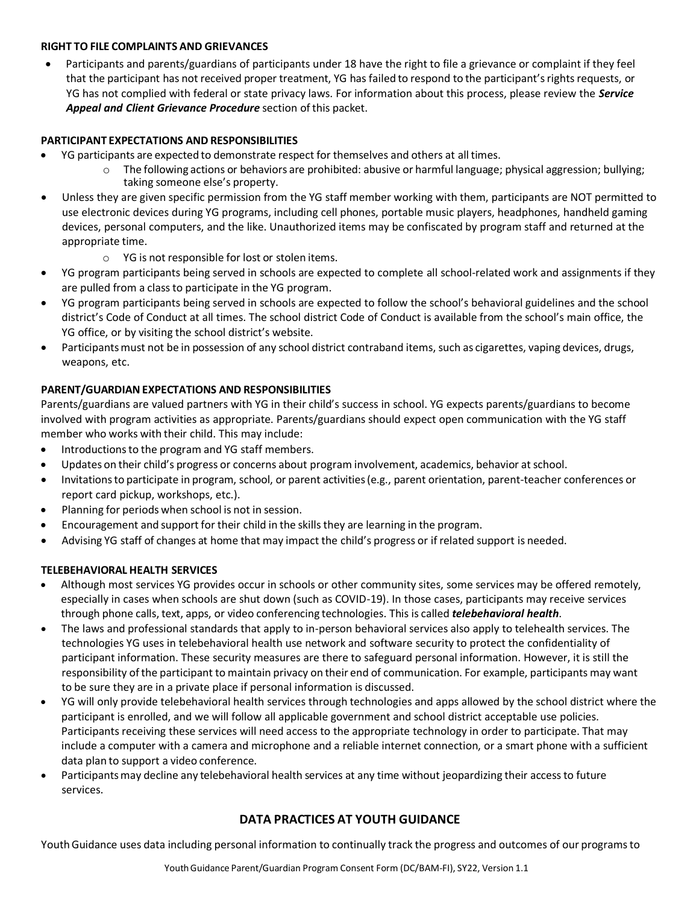**RIGHT TO FILE COMPLAINTS AND GRIEVANCES**

- Participants and parents/guardians of participants under 18 have the right to file a grievance or complaint if they feel that the participant has not received proper treatment, YG has failed to respond to the participant's rights requests, or YG has not complied with federal or state privacy laws. For information about this process, please review the ***Service Appeal and Client Grievance Procedure*** section of this packet.

**PARTICIPANT EXPECTATIONS AND RESPONSIBILITIES**

- YG participants are expected to demonstrate respect for themselves and others at all times.
  - The following actions or behaviors are prohibited: abusive or harmful language; physical aggression; bullying; taking someone else's property.
- Unless they are given specific permission from the YG staff member working with them, participants are NOT permitted to use electronic devices during YG programs, including cell phones, portable music players, headphones, handheld gaming devices, personal computers, and the like. Unauthorized items may be confiscated by program staff and returned at the appropriate time.
  - YG is not responsible for lost or stolen items.
- YG program participants being served in schools are expected to complete all school-related work and assignments if they are pulled from a class to participate in the YG program.
- YG program participants being served in schools are expected to follow the school's behavioral guidelines and the school district's Code of Conduct at all times. The school district Code of Conduct is available from the school's main office, the YG office, or by visiting the school district's website.
- Participants must not be in possession of any school district contraband items, such as cigarettes, vaping devices, drugs, weapons, etc.

**PARENT/GUARDIAN EXPECTATIONS AND RESPONSIBILITIES**

Parents/guardians are valued partners with YG in their child's success in school. YG expects parents/guardians to become involved with program activities as appropriate. Parents/guardians should expect open communication with the YG staff member who works with their child. This may include:

- Introductions to the program and YG staff members.
- Updates on their child's progress or concerns about program involvement, academics, behavior at school.
- Invitations to participate in program, school, or parent activities (e.g., parent orientation, parent-teacher conferences or report card pickup, workshops, etc.).
- Planning for periods when school is not in session.
- Encouragement and support for their child in the skills they are learning in the program.
- Advising YG staff of changes at home that may impact the child's progress or if related support is needed.

**TELEBEHAVIORAL HEALTH SERVICES**

- Although most services YG provides occur in schools or other community sites, some services may be offered remotely, especially in cases when schools are shut down (such as COVID-19). In those cases, participants may receive services through phone calls, text, apps, or video conferencing technologies. This is called ***telebehavioral health***.
- The laws and professional standards that apply to in-person behavioral services also apply to telehealth services. The technologies YG uses in telebehavioral health use network and software security to protect the confidentiality of participant information. These security measures are there to safeguard personal information. However, it is still the responsibility of the participant to maintain privacy on their end of communication. For example, participants may want to be sure they are in a private place if personal information is discussed.
- YG will only provide telebehavioral health services through technologies and apps allowed by the school district where the participant is enrolled, and we will follow all applicable government and school district acceptable use policies. Participants receiving these services will need access to the appropriate technology in order to participate. That may include a computer with a camera and microphone and a reliable internet connection, or a smart phone with a sufficient data plan to support a video conference.
- Participants may decline any telebehavioral health services at any time without jeopardizing their access to future services.

## DATA PRACTICES AT YOUTH GUIDANCE

Youth Guidance uses data including personal information to continually track the progress and outcomes of our programs to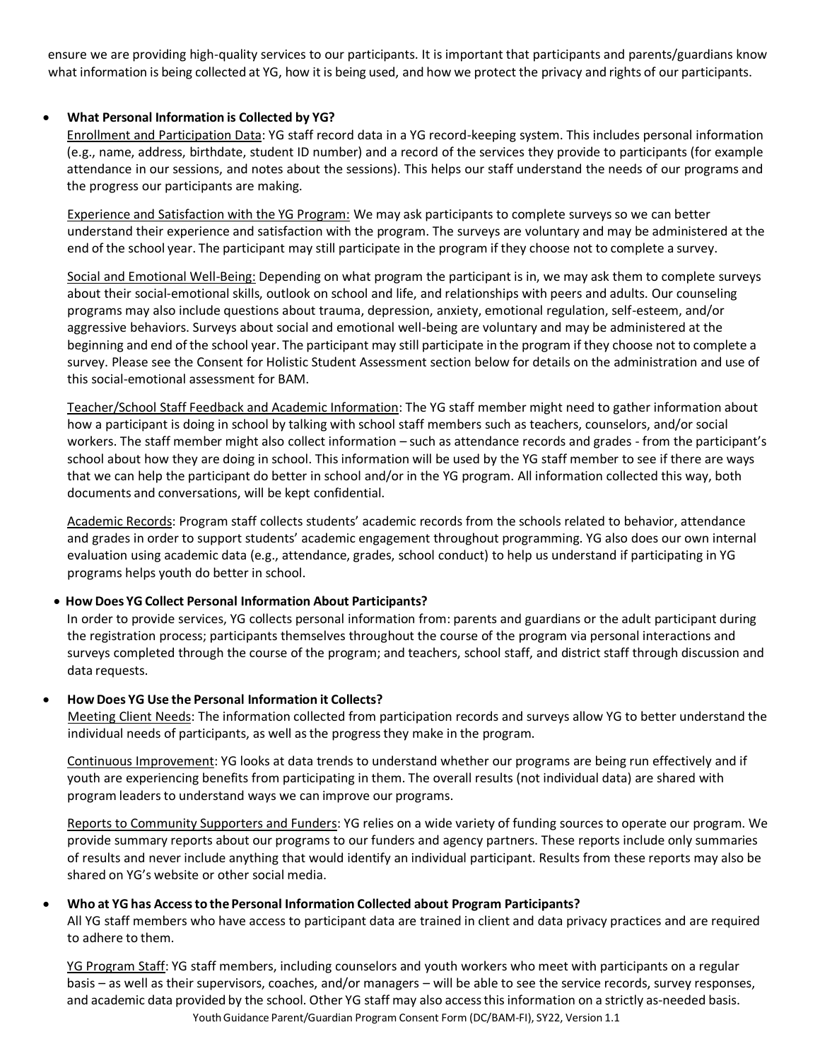ensure we are providing high-quality services to our participants. It is important that participants and parents/guardians know what information is being collected at YG, how it is being used, and how we protect the privacy and rights of our participants.

- **What Personal Information is Collected by YG?**

  Enrollment and Participation Data: YG staff record data in a YG record-keeping system. This includes personal information (e.g., name, address, birthdate, student ID number) and a record of the services they provide to participants (for example attendance in our sessions, and notes about the sessions). This helps our staff understand the needs of our programs and the progress our participants are making.

  Experience and Satisfaction with the YG Program: We may ask participants to complete surveys so we can better understand their experience and satisfaction with the program. The surveys are voluntary and may be administered at the end of the school year. The participant may still participate in the program if they choose not to complete a survey.

  Social and Emotional Well-Being: Depending on what program the participant is in, we may ask them to complete surveys about their social-emotional skills, outlook on school and life, and relationships with peers and adults. Our counseling programs may also include questions about trauma, depression, anxiety, emotional regulation, self-esteem, and/or aggressive behaviors. Surveys about social and emotional well-being are voluntary and may be administered at the beginning and end of the school year. The participant may still participate in the program if they choose not to complete a survey. Please see the Consent for Holistic Student Assessment section below for details on the administration and use of this social-emotional assessment for BAM.

  Teacher/School Staff Feedback and Academic Information: The YG staff member might need to gather information about how a participant is doing in school by talking with school staff members such as teachers, counselors, and/or social workers. The staff member might also collect information – such as attendance records and grades - from the participant's school about how they are doing in school. This information will be used by the YG staff member to see if there are ways that we can help the participant do better in school and/or in the YG program. All information collected this way, both documents and conversations, will be kept confidential.

  Academic Records: Program staff collects students' academic records from the schools related to behavior, attendance and grades in order to support students' academic engagement throughout programming. YG also does our own internal evaluation using academic data (e.g., attendance, grades, school conduct) to help us understand if participating in YG programs helps youth do better in school.

- **How Does YG Collect Personal Information About Participants?**

  In order to provide services, YG collects personal information from: parents and guardians or the adult participant during the registration process; participants themselves throughout the course of the program via personal interactions and surveys completed through the course of the program; and teachers, school staff, and district staff through discussion and data requests.

- **How Does YG Use the Personal Information it Collects?**

  Meeting Client Needs: The information collected from participation records and surveys allow YG to better understand the individual needs of participants, as well as the progress they make in the program.

  Continuous Improvement: YG looks at data trends to understand whether our programs are being run effectively and if youth are experiencing benefits from participating in them. The overall results (not individual data) are shared with program leaders to understand ways we can improve our programs.

  Reports to Community Supporters and Funders: YG relies on a wide variety of funding sources to operate our program. We provide summary reports about our programs to our funders and agency partners. These reports include only summaries of results and never include anything that would identify an individual participant. Results from these reports may also be shared on YG's website or other social media.

- **Who at YG has Access to the Personal Information Collected about Program Participants?**

  All YG staff members who have access to participant data are trained in client and data privacy practices and are required to adhere to them.

  YG Program Staff: YG staff members, including counselors and youth workers who meet with participants on a regular basis – as well as their supervisors, coaches, and/or managers – will be able to see the service records, survey responses, and academic data provided by the school. Other YG staff may also access this information on a strictly as-needed basis.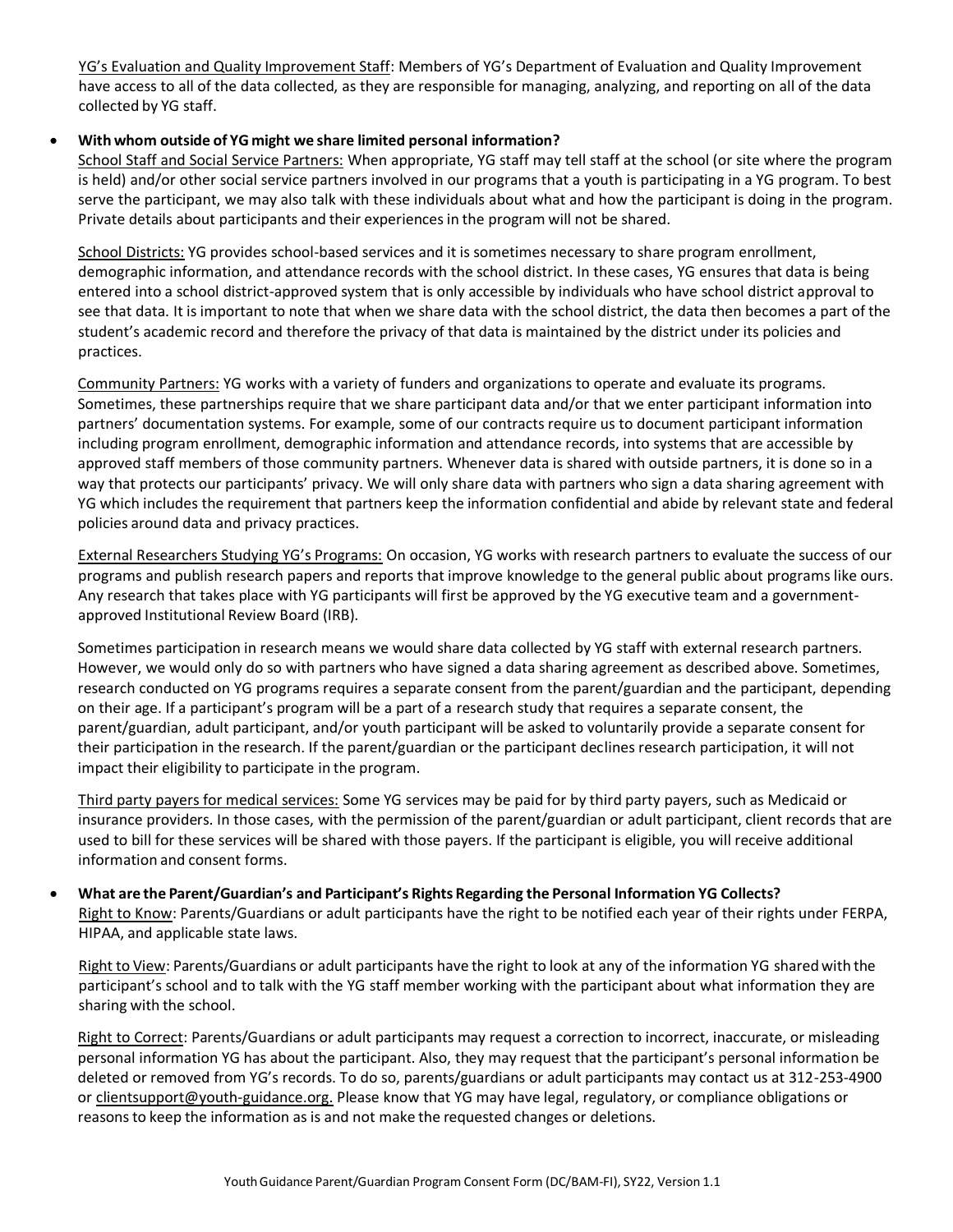YG's Evaluation and Quality Improvement Staff: Members of YG's Department of Evaluation and Quality Improvement have access to all of the data collected, as they are responsible for managing, analyzing, and reporting on all of the data collected by YG staff.

- **With whom outside of YG might we share limited personal information?**

  School Staff and Social Service Partners: When appropriate, YG staff may tell staff at the school (or site where the program is held) and/or other social service partners involved in our programs that a youth is participating in a YG program. To best serve the participant, we may also talk with these individuals about what and how the participant is doing in the program. Private details about participants and their experiences in the program will not be shared.

  School Districts: YG provides school-based services and it is sometimes necessary to share program enrollment, demographic information, and attendance records with the school district. In these cases, YG ensures that data is being entered into a school district-approved system that is only accessible by individuals who have school district approval to see that data. It is important to note that when we share data with the school district, the data then becomes a part of the student's academic record and therefore the privacy of that data is maintained by the district under its policies and practices.

  Community Partners: YG works with a variety of funders and organizations to operate and evaluate its programs. Sometimes, these partnerships require that we share participant data and/or that we enter participant information into partners' documentation systems. For example, some of our contracts require us to document participant information including program enrollment, demographic information and attendance records, into systems that are accessible by approved staff members of those community partners. Whenever data is shared with outside partners, it is done so in a way that protects our participants' privacy. We will only share data with partners who sign a data sharing agreement with YG which includes the requirement that partners keep the information confidential and abide by relevant state and federal policies around data and privacy practices.

  External Researchers Studying YG's Programs: On occasion, YG works with research partners to evaluate the success of our programs and publish research papers and reports that improve knowledge to the general public about programs like ours. Any research that takes place with YG participants will first be approved by the YG executive team and a government-approved Institutional Review Board (IRB).

  Sometimes participation in research means we would share data collected by YG staff with external research partners. However, we would only do so with partners who have signed a data sharing agreement as described above. Sometimes, research conducted on YG programs requires a separate consent from the parent/guardian and the participant, depending on their age. If a participant's program will be a part of a research study that requires a separate consent, the parent/guardian, adult participant, and/or youth participant will be asked to voluntarily provide a separate consent for their participation in the research. If the parent/guardian or the participant declines research participation, it will not impact their eligibility to participate in the program.

  Third party payers for medical services: Some YG services may be paid for by third party payers, such as Medicaid or insurance providers. In those cases, with the permission of the parent/guardian or adult participant, client records that are used to bill for these services will be shared with those payers. If the participant is eligible, you will receive additional information and consent forms.

- **What are the Parent/Guardian's and Participant's Rights Regarding the Personal Information YG Collects?**

  Right to Know: Parents/Guardians or adult participants have the right to be notified each year of their rights under FERPA, HIPAA, and applicable state laws.

  Right to View: Parents/Guardians or adult participants have the right to look at any of the information YG shared with the participant's school and to talk with the YG staff member working with the participant about what information they are sharing with the school.

  Right to Correct: Parents/Guardians or adult participants may request a correction to incorrect, inaccurate, or misleading personal information YG has about the participant. Also, they may request that the participant's personal information be deleted or removed from YG's records. To do so, parents/guardians or adult participants may contact us at 312-253-4900 or clientsupport@youth-guidance.org. Please know that YG may have legal, regulatory, or compliance obligations or reasons to keep the information as is and not make the requested changes or deletions.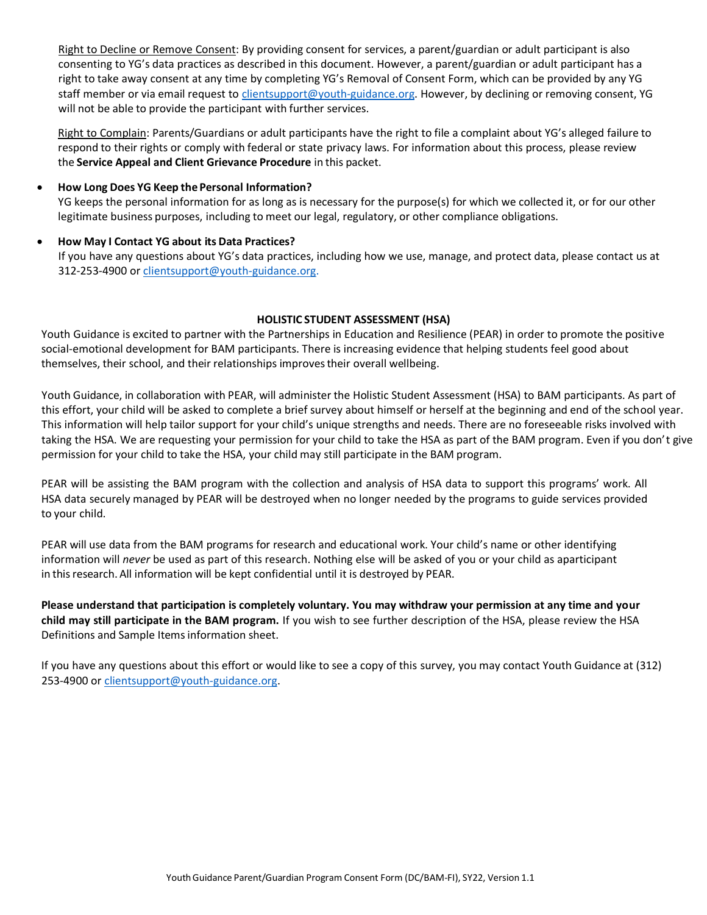Right to Decline or Remove Consent: By providing consent for services, a parent/guardian or adult participant is also consenting to YG's data practices as described in this document. However, a parent/guardian or adult participant has a right to take away consent at any time by completing YG's Removal of Consent Form, which can be provided by any YG staff member or via email request to clientsupport@youth-guidance.org. However, by declining or removing consent, YG will not be able to provide the participant with further services.

Right to Complain: Parents/Guardians or adult participants have the right to file a complaint about YG's alleged failure to respond to their rights or comply with federal or state privacy laws. For information about this process, please review the **Service Appeal and Client Grievance Procedure** in this packet.

- **How Long Does YG Keep the Personal Information?**
  YG keeps the personal information for as long as is necessary for the purpose(s) for which we collected it, or for our other legitimate business purposes, including to meet our legal, regulatory, or other compliance obligations.

- **How May I Contact YG about its Data Practices?**
  If you have any questions about YG's data practices, including how we use, manage, and protect data, please contact us at 312-253-4900 or clientsupport@youth-guidance.org.

## HOLISTIC STUDENT ASSESSMENT (HSA)

Youth Guidance is excited to partner with the Partnerships in Education and Resilience (PEAR) in order to promote the positive social-emotional development for BAM participants. There is increasing evidence that helping students feel good about themselves, their school, and their relationships improves their overall wellbeing.

Youth Guidance, in collaboration with PEAR, will administer the Holistic Student Assessment (HSA) to BAM participants. As part of this effort, your child will be asked to complete a brief survey about himself or herself at the beginning and end of the school year. This information will help tailor support for your child's unique strengths and needs. There are no foreseeable risks involved with taking the HSA. We are requesting your permission for your child to take the HSA as part of the BAM program. Even if you don't give permission for your child to take the HSA, your child may still participate in the BAM program.

PEAR will be assisting the BAM program with the collection and analysis of HSA data to support this programs' work. All HSA data securely managed by PEAR will be destroyed when no longer needed by the programs to guide services provided to your child.

PEAR will use data from the BAM programs for research and educational work. Your child's name or other identifying information will *never* be used as part of this research. Nothing else will be asked of you or your child as aparticipant in this research. All information will be kept confidential until it is destroyed by PEAR.

**Please understand that participation is completely voluntary. You may withdraw your permission at any time and your child may still participate in the BAM program.** If you wish to see further description of the HSA, please review the HSA Definitions and Sample Items information sheet.

If you have any questions about this effort or would like to see a copy of this survey, you may contact Youth Guidance at (312) 253-4900 or clientsupport@youth-guidance.org.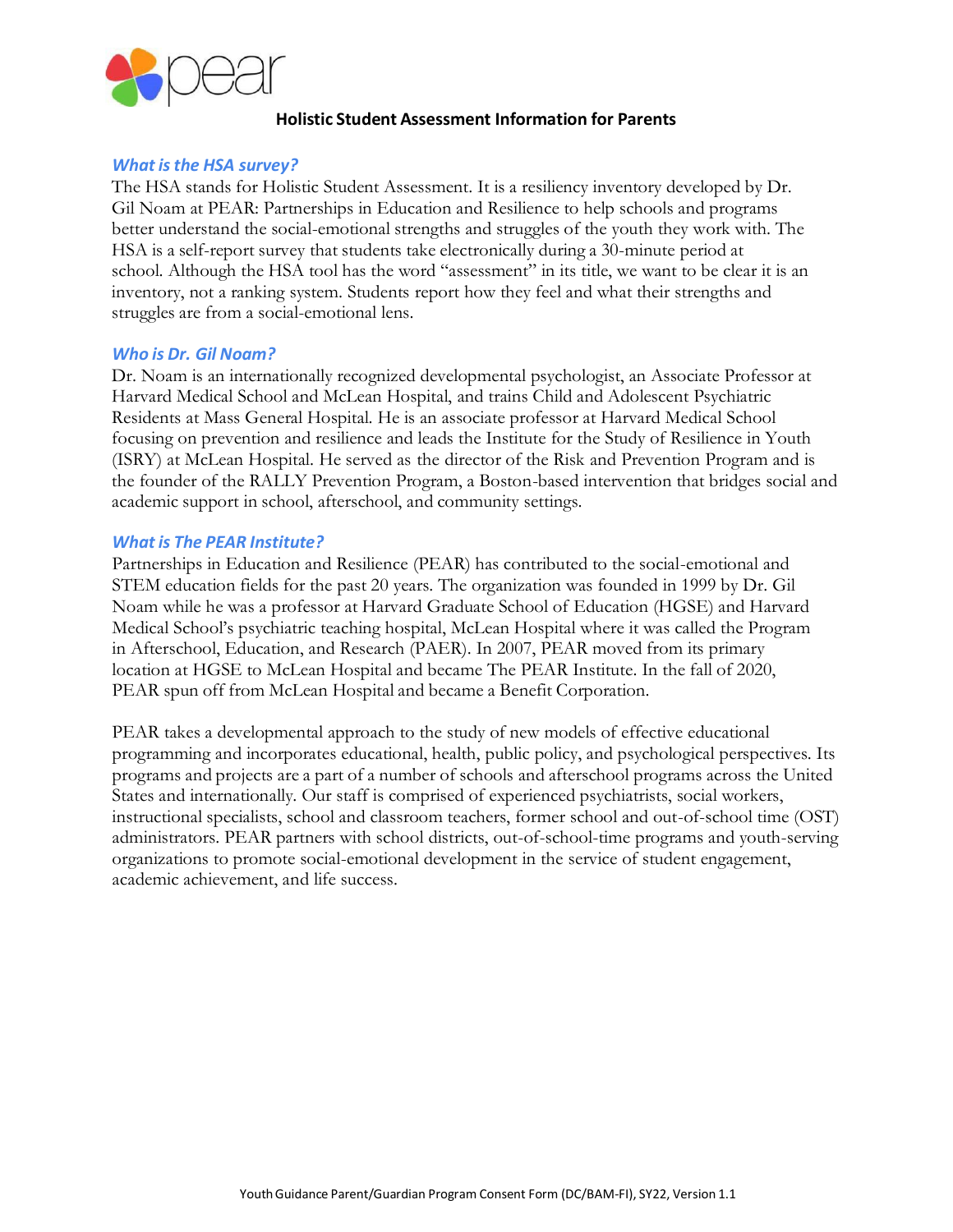# Holistic Student Assessment Information for Parents

### *What is the HSA survey?*

The HSA stands for Holistic Student Assessment. It is a resiliency inventory developed by Dr. Gil Noam at PEAR: Partnerships in Education and Resilience to help schools and programs better understand the social-emotional strengths and struggles of the youth they work with. The HSA is a self-report survey that students take electronically during a 30-minute period at school. Although the HSA tool has the word "assessment" in its title, we want to be clear it is an inventory, not a ranking system. Students report how they feel and what their strengths and struggles are from a social-emotional lens.

### *Who is Dr. Gil Noam?*

Dr. Noam is an internationally recognized developmental psychologist, an Associate Professor at Harvard Medical School and McLean Hospital, and trains Child and Adolescent Psychiatric Residents at Mass General Hospital. He is an associate professor at Harvard Medical School focusing on prevention and resilience and leads the Institute for the Study of Resilience in Youth (ISRY) at McLean Hospital. He served as the director of the Risk and Prevention Program and is the founder of the RALLY Prevention Program, a Boston-based intervention that bridges social and academic support in school, afterschool, and community settings.

### *What is The PEAR Institute?*

Partnerships in Education and Resilience (PEAR) has contributed to the social-emotional and STEM education fields for the past 20 years. The organization was founded in 1999 by Dr. Gil Noam while he was a professor at Harvard Graduate School of Education (HGSE) and Harvard Medical School's psychiatric teaching hospital, McLean Hospital where it was called the Program in Afterschool, Education, and Research (PAER). In 2007, PEAR moved from its primary location at HGSE to McLean Hospital and became The PEAR Institute. In the fall of 2020, PEAR spun off from McLean Hospital and became a Benefit Corporation.

PEAR takes a developmental approach to the study of new models of effective educational programming and incorporates educational, health, public policy, and psychological perspectives. Its programs and projects are a part of a number of schools and afterschool programs across the United States and internationally. Our staff is comprised of experienced psychiatrists, social workers, instructional specialists, school and classroom teachers, former school and out-of-school time (OST) administrators. PEAR partners with school districts, out-of-school-time programs and youth-serving organizations to promote social-emotional development in the service of student engagement, academic achievement, and life success.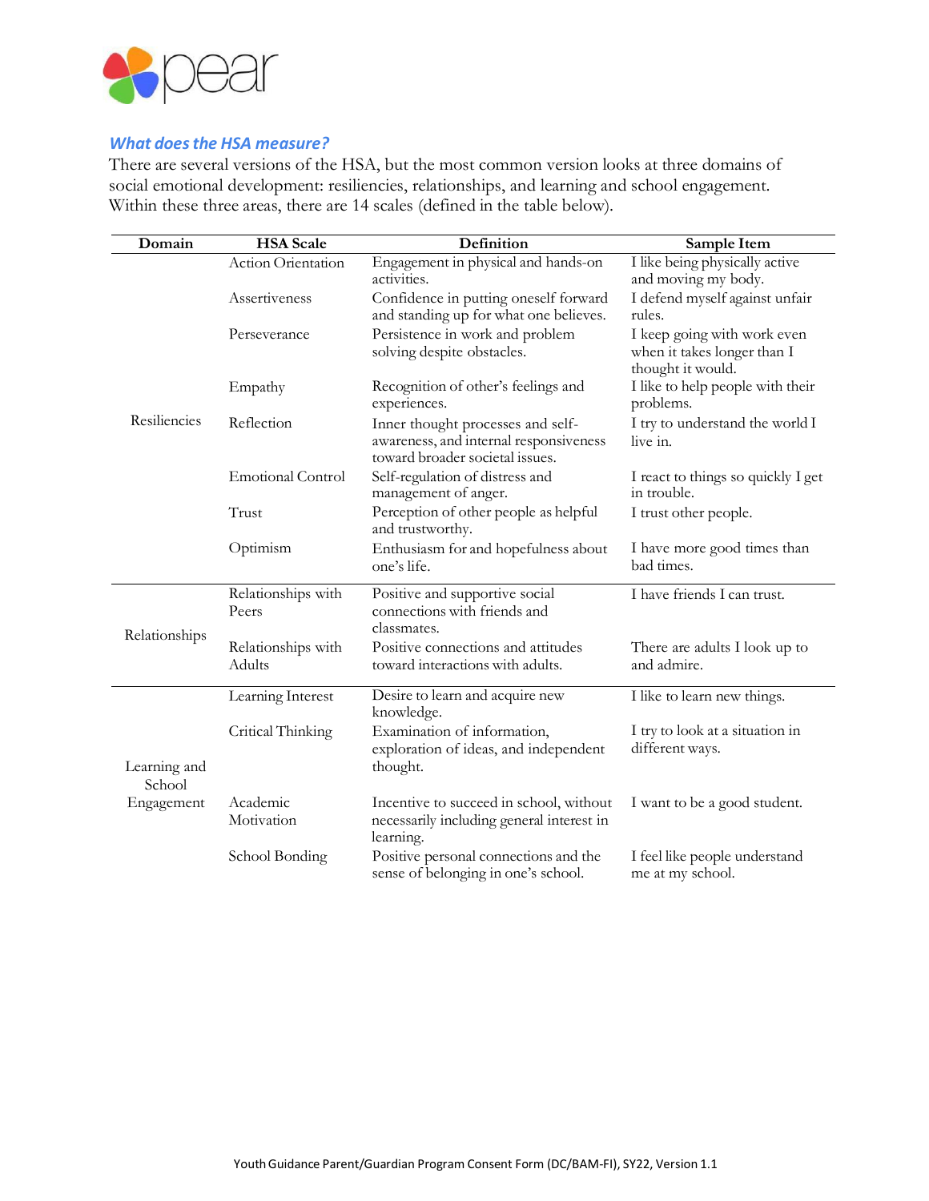### *What does the HSA measure?*

There are several versions of the HSA, but the most common version looks at three domains of social emotional development: resiliencies, relationships, and learning and school engagement. Within these three areas, there are 14 scales (defined in the table below).

| Domain | HSA Scale | Definition | Sample Item |
|---|---|---|---|
| Resiliencies | Action Orientation | Engagement in physical and hands-on activities. | I like being physically active and moving my body. |
| | Assertiveness | Confidence in putting oneself forward and standing up for what one believes. | I defend myself against unfair rules. |
| | Perseverance | Persistence in work and problem solving despite obstacles. | I keep going with work even when it takes longer than I thought it would. |
| | Empathy | Recognition of other's feelings and experiences. | I like to help people with their problems. |
| | Reflection | Inner thought processes and self-awareness, and internal responsiveness toward broader societal issues. | I try to understand the world I live in. |
| | Emotional Control | Self-regulation of distress and management of anger. | I react to things so quickly I get in trouble. |
| | Trust | Perception of other people as helpful and trustworthy. | I trust other people. |
| | Optimism | Enthusiasm for and hopefulness about one's life. | I have more good times than bad times. |
| Relationships | Relationships with Peers | Positive and supportive social connections with friends and classmates. | I have friends I can trust. |
| | Relationships with Adults | Positive connections and attitudes toward interactions with adults. | There are adults I look up to and admire. |
| Learning and School Engagement | Learning Interest | Desire to learn and acquire new knowledge. | I like to learn new things. |
| | Critical Thinking | Examination of information, exploration of ideas, and independent thought. | I try to look at a situation in different ways. |
| | Academic Motivation | Incentive to succeed in school, without necessarily including general interest in learning. | I want to be a good student. |
| | School Bonding | Positive personal connections and the sense of belonging in one's school. | I feel like people understand me at my school. |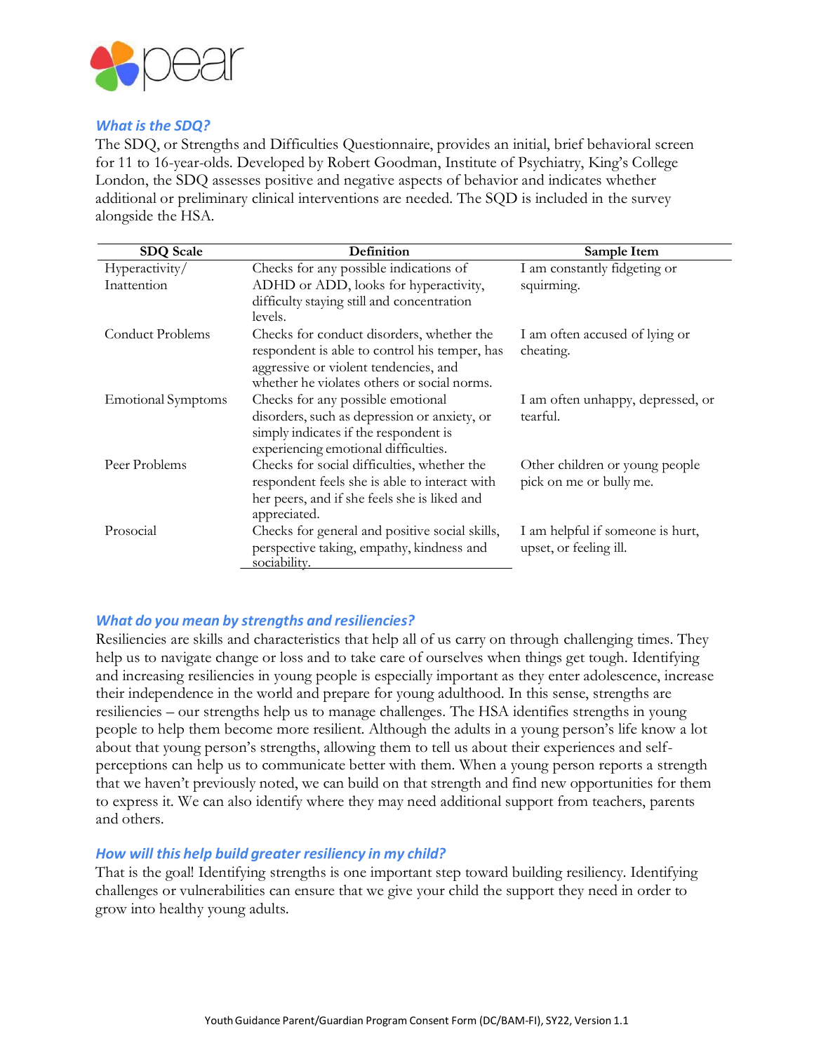### What is the SDQ?

The SDQ, or Strengths and Difficulties Questionnaire, provides an initial, brief behavioral screen for 11 to 16-year-olds. Developed by Robert Goodman, Institute of Psychiatry, King's College London, the SDQ assesses positive and negative aspects of behavior and indicates whether additional or preliminary clinical interventions are needed. The SQD is included in the survey alongside the HSA.

| SDQ Scale | Definition | Sample Item |
|---|---|---|
| Hyperactivity/ Inattention | Checks for any possible indications of ADHD or ADD, looks for hyperactivity, difficulty staying still and concentration levels. | I am constantly fidgeting or squirming. |
| Conduct Problems | Checks for conduct disorders, whether the respondent is able to control his temper, has aggressive or violent tendencies, and whether he violates others or social norms. | I am often accused of lying or cheating. |
| Emotional Symptoms | Checks for any possible emotional disorders, such as depression or anxiety, or simply indicates if the respondent is experiencing emotional difficulties. | I am often unhappy, depressed, or tearful. |
| Peer Problems | Checks for social difficulties, whether the respondent feels she is able to interact with her peers, and if she feels she is liked and appreciated. | Other children or young people pick on me or bully me. |
| Prosocial | Checks for general and positive social skills, perspective taking, empathy, kindness and sociability. | I am helpful if someone is hurt, upset, or feeling ill. |

### What do you mean by strengths and resiliencies?

Resiliencies are skills and characteristics that help all of us carry on through challenging times. They help us to navigate change or loss and to take care of ourselves when things get tough. Identifying and increasing resiliencies in young people is especially important as they enter adolescence, increase their independence in the world and prepare for young adulthood. In this sense, strengths are resiliencies – our strengths help us to manage challenges. The HSA identifies strengths in young people to help them become more resilient. Although the adults in a young person's life know a lot about that young person's strengths, allowing them to tell us about their experiences and self-perceptions can help us to communicate better with them. When a young person reports a strength that we haven't previously noted, we can build on that strength and find new opportunities for them to express it. We can also identify where they may need additional support from teachers, parents and others.

### How will this help build greater resiliency in my child?

That is the goal! Identifying strengths is one important step toward building resiliency. Identifying challenges or vulnerabilities can ensure that we give your child the support they need in order to grow into healthy young adults.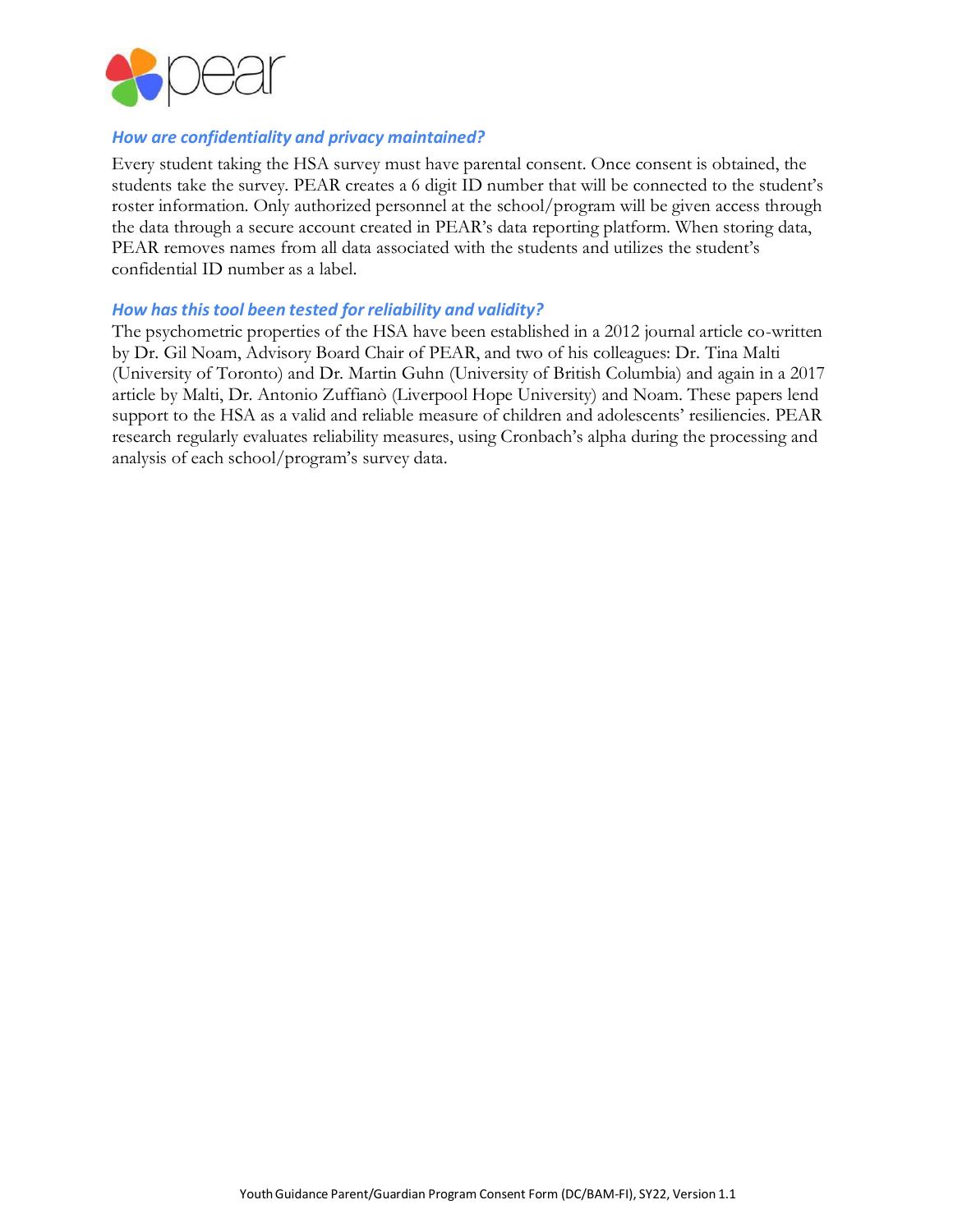### *How are confidentiality and privacy maintained?*

Every student taking the HSA survey must have parental consent. Once consent is obtained, the students take the survey. PEAR creates a 6 digit ID number that will be connected to the student's roster information. Only authorized personnel at the school/program will be given access through the data through a secure account created in PEAR's data reporting platform. When storing data, PEAR removes names from all data associated with the students and utilizes the student's confidential ID number as a label.

### *How has this tool been tested for reliability and validity?*

The psychometric properties of the HSA have been established in a 2012 journal article co-written by Dr. Gil Noam, Advisory Board Chair of PEAR, and two of his colleagues: Dr. Tina Malti (University of Toronto) and Dr. Martin Guhn (University of British Columbia) and again in a 2017 article by Malti, Dr. Antonio Zuffianò (Liverpool Hope University) and Noam. These papers lend support to the HSA as a valid and reliable measure of children and adolescents' resiliencies. PEAR research regularly evaluates reliability measures, using Cronbach's alpha during the processing and analysis of each school/program's survey data.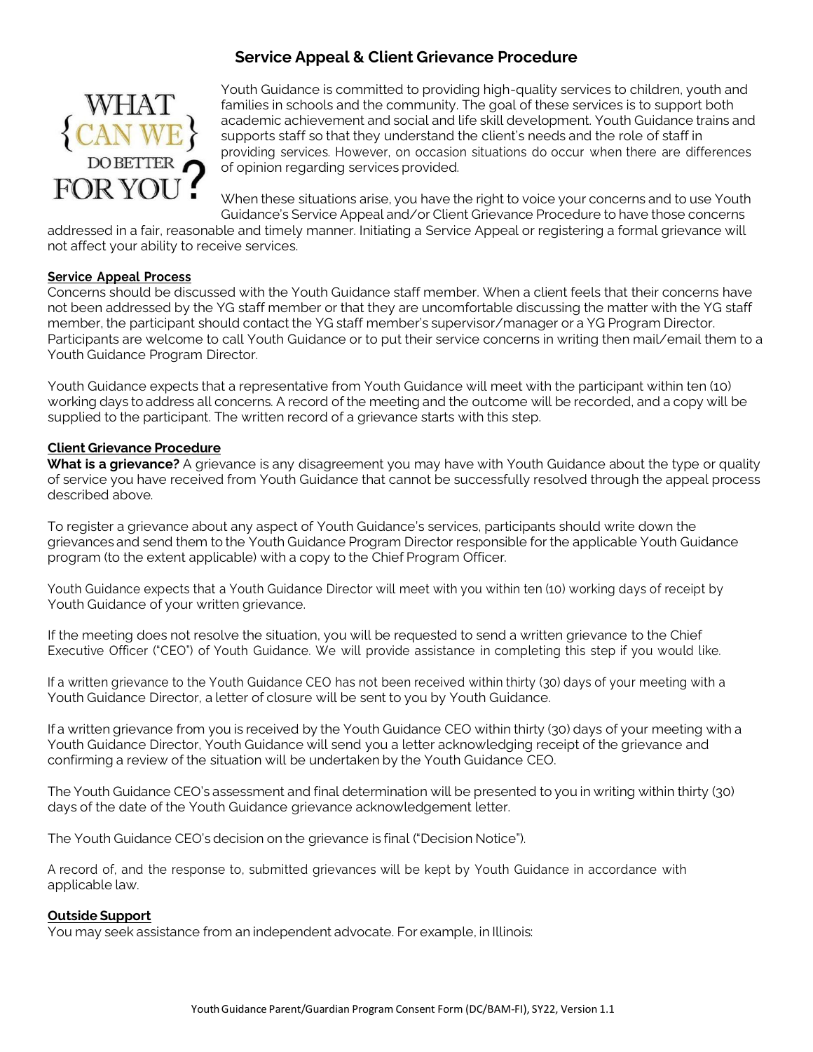# Service Appeal & Client Grievance Procedure

Youth Guidance is committed to providing high-quality services to children, youth and families in schools and the community. The goal of these services is to support both academic achievement and social and life skill development. Youth Guidance trains and supports staff so that they understand the client's needs and the role of staff in providing services. However, on occasion situations do occur when there are differences of opinion regarding services provided.

When these situations arise, you have the right to voice your concerns and to use Youth Guidance's Service Appeal and/or Client Grievance Procedure to have those concerns addressed in a fair, reasonable and timely manner. Initiating a Service Appeal or registering a formal grievance will not affect your ability to receive services.

## Service Appeal Process

Concerns should be discussed with the Youth Guidance staff member. When a client feels that their concerns have not been addressed by the YG staff member or that they are uncomfortable discussing the matter with the YG staff member, the participant should contact the YG staff member's supervisor/manager or a YG Program Director. Participants are welcome to call Youth Guidance or to put their service concerns in writing then mail/email them to a Youth Guidance Program Director.

Youth Guidance expects that a representative from Youth Guidance will meet with the participant within ten (10) working days to address all concerns. A record of the meeting and the outcome will be recorded, and a copy will be supplied to the participant. The written record of a grievance starts with this step.

## Client Grievance Procedure

**What is a grievance?** A grievance is any disagreement you may have with Youth Guidance about the type or quality of service you have received from Youth Guidance that cannot be successfully resolved through the appeal process described above.

To register a grievance about any aspect of Youth Guidance's services, participants should write down the grievances and send them to the Youth Guidance Program Director responsible for the applicable Youth Guidance program (to the extent applicable) with a copy to the Chief Program Officer.

Youth Guidance expects that a Youth Guidance Director will meet with you within ten (10) working days of receipt by Youth Guidance of your written grievance.

If the meeting does not resolve the situation, you will be requested to send a written grievance to the Chief Executive Officer ("CEO") of Youth Guidance. We will provide assistance in completing this step if you would like.

If a written grievance to the Youth Guidance CEO has not been received within thirty (30) days of your meeting with a Youth Guidance Director, a letter of closure will be sent to you by Youth Guidance.

If a written grievance from you is received by the Youth Guidance CEO within thirty (30) days of your meeting with a Youth Guidance Director, Youth Guidance will send you a letter acknowledging receipt of the grievance and confirming a review of the situation will be undertaken by the Youth Guidance CEO.

The Youth Guidance CEO's assessment and final determination will be presented to you in writing within thirty (30) days of the date of the Youth Guidance grievance acknowledgement letter.

The Youth Guidance CEO's decision on the grievance is final ("Decision Notice").

A record of, and the response to, submitted grievances will be kept by Youth Guidance in accordance with applicable law.

## Outside Support

You may seek assistance from an independent advocate. For example, in Illinois: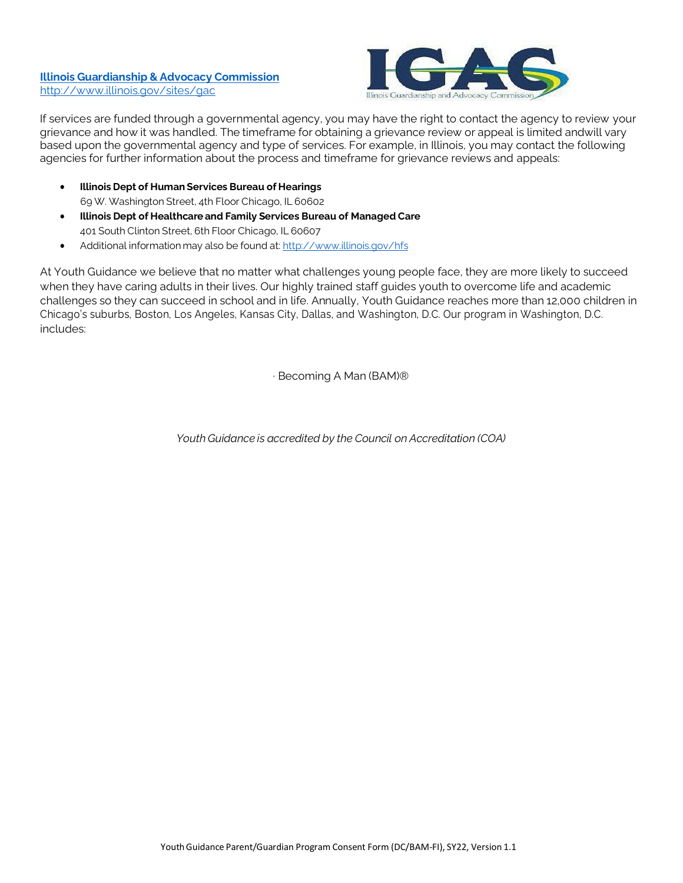**[Illinois Guardianship & Advocacy Commission](http://www.illinois.gov/sites/gac)**
[http://www.illinois.gov/sites/gac](http://www.illinois.gov/sites/gac)

If services are funded through a governmental agency, you may have the right to contact the agency to review your grievance and how it was handled. The timeframe for obtaining a grievance review or appeal is limited andwill vary based upon the governmental agency and type of services. For example, in Illinois, you may contact the following agencies for further information about the process and timeframe for grievance reviews and appeals:

- **Illinois Dept of Human Services Bureau of Hearings**
  69 W. Washington Street, 4th Floor Chicago, IL 60602
- **Illinois Dept of Healthcare and Family Services Bureau of Managed Care**
  401 South Clinton Street, 6th Floor Chicago, IL 60607
- Additional information may also be found at: [http://www.illinois.gov/hfs](http://www.illinois.gov/hfs)

At Youth Guidance we believe that no matter what challenges young people face, they are more likely to succeed when they have caring adults in their lives. Our highly trained staff guides youth to overcome life and academic challenges so they can succeed in school and in life. Annually, Youth Guidance reaches more than 12,000 children in Chicago's suburbs, Boston, Los Angeles, Kansas City, Dallas, and Washington, D.C. Our program in Washington, D.C. includes:

· Becoming A Man (BAM)®

*Youth Guidance is accredited by the Council on Accreditation (COA)*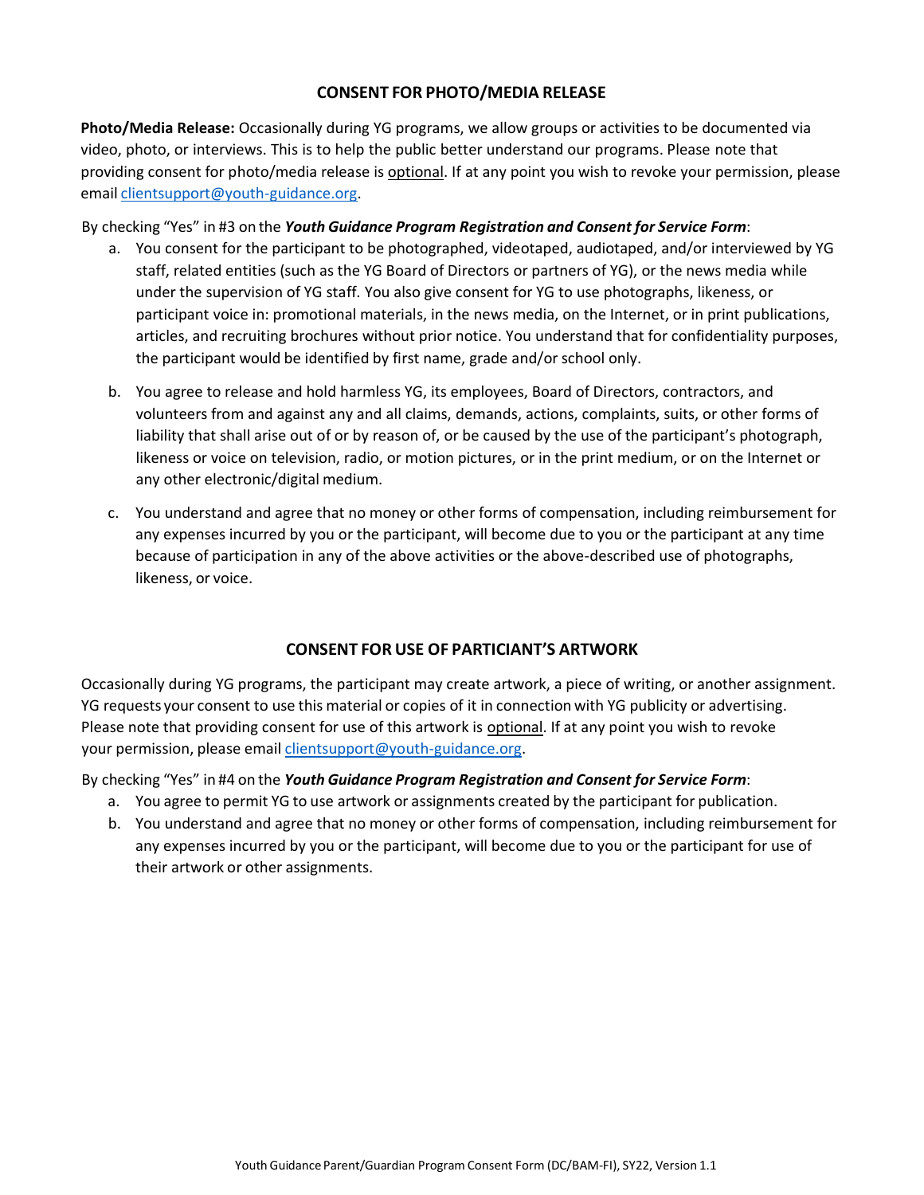## CONSENT FOR PHOTO/MEDIA RELEASE

**Photo/Media Release:** Occasionally during YG programs, we allow groups or activities to be documented via video, photo, or interviews. This is to help the public better understand our programs. Please note that providing consent for photo/media release is <u>optional</u>. If at any point you wish to revoke your permission, please email [clientsupport@youth-guidance.org](mailto:clientsupport@youth-guidance.org).

By checking "Yes" in #3 on the ***Youth Guidance Program Registration and Consent for Service Form***:

a. You consent for the participant to be photographed, videotaped, audiotaped, and/or interviewed by YG staff, related entities (such as the YG Board of Directors or partners of YG), or the news media while under the supervision of YG staff. You also give consent for YG to use photographs, likeness, or participant voice in: promotional materials, in the news media, on the Internet, or in print publications, articles, and recruiting brochures without prior notice. You understand that for confidentiality purposes, the participant would be identified by first name, grade and/or school only.

b. You agree to release and hold harmless YG, its employees, Board of Directors, contractors, and volunteers from and against any and all claims, demands, actions, complaints, suits, or other forms of liability that shall arise out of or by reason of, or be caused by the use of the participant's photograph, likeness or voice on television, radio, or motion pictures, or in the print medium, or on the Internet or any other electronic/digital medium.

c. You understand and agree that no money or other forms of compensation, including reimbursement for any expenses incurred by you or the participant, will become due to you or the participant at any time because of participation in any of the above activities or the above-described use of photographs, likeness, or voice.

## CONSENT FOR USE OF PARTICIANT'S ARTWORK

Occasionally during YG programs, the participant may create artwork, a piece of writing, or another assignment. YG requests your consent to use this material or copies of it in connection with YG publicity or advertising. Please note that providing consent for use of this artwork is <u>optional</u>. If at any point you wish to revoke your permission, please email [clientsupport@youth-guidance.org](mailto:clientsupport@youth-guidance.org).

By checking "Yes" in #4 on the ***Youth Guidance Program Registration and Consent for Service Form***:

a. You agree to permit YG to use artwork or assignments created by the participant for publication.

b. You understand and agree that no money or other forms of compensation, including reimbursement for any expenses incurred by you or the participant, will become due to you or the participant for use of their artwork or other assignments.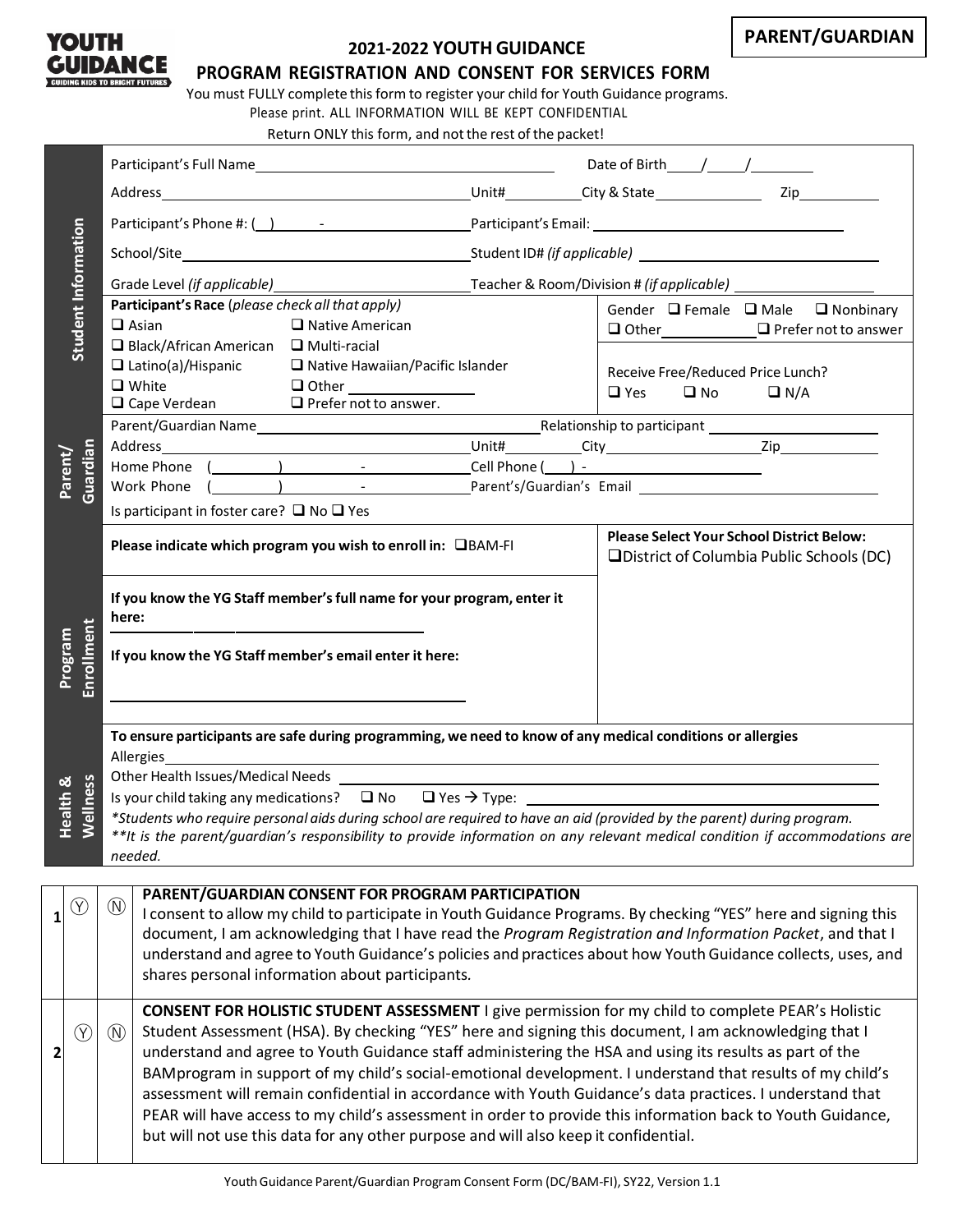**PARENT/GUARDIAN**

YOUTH GUIDANCE
GUIDING KIDS TO BRIGHT FUTURES

## 2021-2022 YOUTH GUIDANCE
## PROGRAM REGISTRATION AND CONSENT FOR SERVICES FORM

You must FULLY complete this form to register your child for Youth Guidance programs.
Please print. ALL INFORMATION WILL BE KEPT CONFIDENTIAL
Return ONLY this form, and not the rest of the packet!

**Student Information**

Participant's Full Name ______________________ Date of Birth ____/____/________

Address ______________________ Unit# ________ City & State ____________ Zip ________

Participant's Phone #: ( ) - ______________ Participant's Email: ______________________

School/Site ______________________ Student ID# *(if applicable)* ______________________

Grade Level *(if applicable)* ______________ Teacher & Room/Division # *(if applicable)* ______________

**Participant's Race** *(please check all that apply)*
- ❑ Asian
- ❑ Native American
- ❑ Black/African American
- ❑ Multi-racial
- ❑ Latino(a)/Hispanic
- ❑ Native Hawaiian/Pacific Islander
- ❑ White
- ❑ Other ______________
- ❑ Cape Verdean
- ❑ Prefer not to answer.

Gender ❑ Female ❑ Male ❑ Nonbinary ❑ Other ________ ❑ Prefer not to answer

Receive Free/Reduced Price Lunch? ❑ Yes ❑ No ❑ N/A

**Parent/Guardian**

Parent/Guardian Name ______________________ Relationship to participant ______________

Address ______________________ Unit# ________ City ______________ Zip ________

Home Phone ( ) - ______________ Cell Phone ( ) - ______________

Work Phone ( ) - ______________ Parent's/Guardian's Email ______________________

Is participant in foster care? ❑ No ❑ Yes

**Program Enrollment**

**Please indicate which program you wish to enroll in:** ❑BAM-FI

**Please Select Your School District Below:**
❑District of Columbia Public Schools (DC)

**If you know the YG Staff member's full name for your program, enter it here:**
______________________

**If you know the YG Staff member's email enter it here:**
______________________

**Health & Wellness**

**To ensure participants are safe during programming, we need to know of any medical conditions or allergies**

Allergies ______________________

Other Health Issues/Medical Needs ______________________

Is your child taking any medications? ❑ No ❑ Yes → Type: ______________________

*\*Students who require personal aids during school are required to have an aid (provided by the parent) during program.*
*\*\*It is the parent/guardian's responsibility to provide information on any relevant medical condition if accommodations are needed.*

| | | | |
|---|---|---|---|
| 1 | Ⓨ | Ⓝ | **PARENT/GUARDIAN CONSENT FOR PROGRAM PARTICIPATION** I consent to allow my child to participate in Youth Guidance Programs. By checking "YES" here and signing this document, I am acknowledging that I have read the *Program Registration and Information Packet*, and that I understand and agree to Youth Guidance's policies and practices about how Youth Guidance collects, uses, and shares personal information about participants. |
| 2 | Ⓨ | Ⓝ | **CONSENT FOR HOLISTIC STUDENT ASSESSMENT** I give permission for my child to complete PEAR's Holistic Student Assessment (HSA). By checking "YES" here and signing this document, I am acknowledging that I understand and agree to Youth Guidance staff administering the HSA and using its results as part of the BAMprogram in support of my child's social-emotional development. I understand that results of my child's assessment will remain confidential in accordance with Youth Guidance's data practices. I understand that PEAR will have access to my child's assessment in order to provide this information back to Youth Guidance, but will not use this data for any other purpose and will also keep it confidential. |

Youth Guidance Parent/Guardian Program Consent Form (DC/BAM-FI), SY22, Version 1.1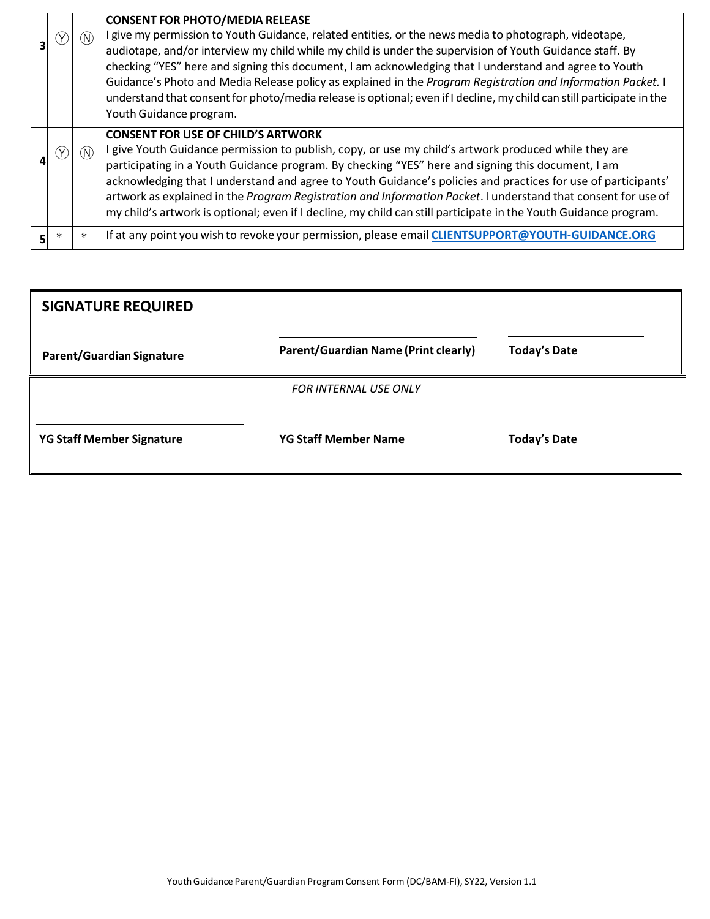| | | | |
|---|---|---|---|
| 3 | Ⓨ | Ⓝ | **CONSENT FOR PHOTO/MEDIA RELEASE**<br>I give my permission to Youth Guidance, related entities, or the news media to photograph, videotape, audiotape, and/or interview my child while my child is under the supervision of Youth Guidance staff. By checking "YES" here and signing this document, I am acknowledging that I understand and agree to Youth Guidance's Photo and Media Release policy as explained in the *Program Registration and Information Packet*. I understand that consent for photo/media release is optional; even if I decline, my child can still participate in the Youth Guidance program. |
| 4 | Ⓨ | Ⓝ | **CONSENT FOR USE OF CHILD'S ARTWORK**<br>I give Youth Guidance permission to publish, copy, or use my child's artwork produced while they are participating in a Youth Guidance program. By checking "YES" here and signing this document, I am acknowledging that I understand and agree to Youth Guidance's policies and practices for use of participants' artwork as explained in the *Program Registration and Information Packet*. I understand that consent for use of my child's artwork is optional; even if I decline, my child can still participate in the Youth Guidance program. |
| 5 | * | * | If at any point you wish to revoke your permission, please email **CLIENTSUPPORT@YOUTH-GUIDANCE.ORG** |

**SIGNATURE REQUIRED**

| | | |
|---|---|---|
| **Parent/Guardian Signature** | **Parent/Guardian Name (Print clearly)** | **Today's Date** |

*FOR INTERNAL USE ONLY*

| | | |
|---|---|---|
| **YG Staff Member Signature** | **YG Staff Member Name** | **Today's Date** |

Youth Guidance Parent/Guardian Program Consent Form (DC/BAM-FI), SY22, Version 1.1